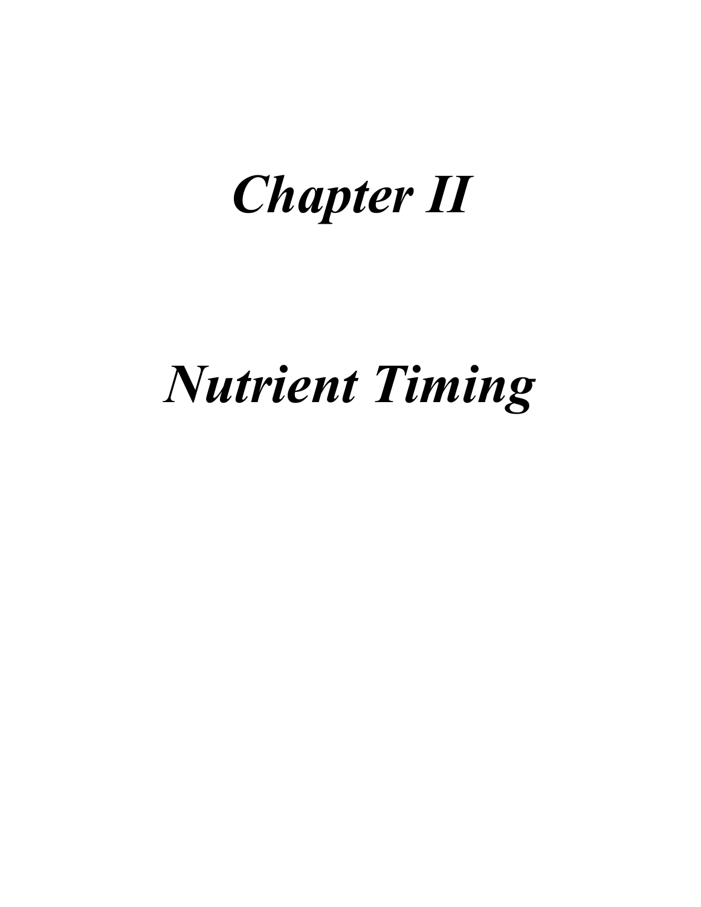# *Chapter II*

# *Nutrient Timing*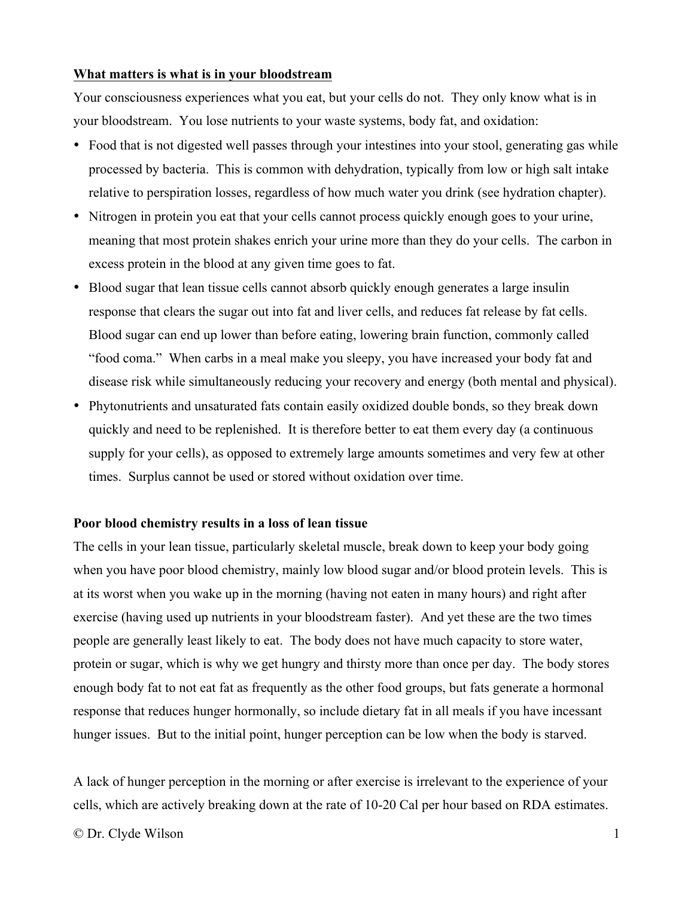**What matters is what is in your bloodstream**

Your consciousness experiences what you eat, but your cells do not. They only know what is in your bloodstream. You lose nutrients to your waste systems, body fat, and oxidation:

- Food that is not digested well passes through your intestines into your stool, generating gas while processed by bacteria. This is common with dehydration, typically from low or high salt intake relative to perspiration losses, regardless of how much water you drink (see hydration chapter).
- Nitrogen in protein you eat that your cells cannot process quickly enough goes to your urine, meaning that most protein shakes enrich your urine more than they do your cells. The carbon in excess protein in the blood at any given time goes to fat.
- Blood sugar that lean tissue cells cannot absorb quickly enough generates a large insulin response that clears the sugar out into fat and liver cells, and reduces fat release by fat cells. Blood sugar can end up lower than before eating, lowering brain function, commonly called "food coma." When carbs in a meal make you sleepy, you have increased your body fat and disease risk while simultaneously reducing your recovery and energy (both mental and physical).
- Phytonutrients and unsaturated fats contain easily oxidized double bonds, so they break down quickly and need to be replenished. It is therefore better to eat them every day (a continuous supply for your cells), as opposed to extremely large amounts sometimes and very few at other times. Surplus cannot be used or stored without oxidation over time.

**Poor blood chemistry results in a loss of lean tissue**

The cells in your lean tissue, particularly skeletal muscle, break down to keep your body going when you have poor blood chemistry, mainly low blood sugar and/or blood protein levels. This is at its worst when you wake up in the morning (having not eaten in many hours) and right after exercise (having used up nutrients in your bloodstream faster). And yet these are the two times people are generally least likely to eat. The body does not have much capacity to store water, protein or sugar, which is why we get hungry and thirsty more than once per day. The body stores enough body fat to not eat fat as frequently as the other food groups, but fats generate a hormonal response that reduces hunger hormonally, so include dietary fat in all meals if you have incessant hunger issues. But to the initial point, hunger perception can be low when the body is starved.

A lack of hunger perception in the morning or after exercise is irrelevant to the experience of your cells, which are actively breaking down at the rate of 10-20 Cal per hour based on RDA estimates.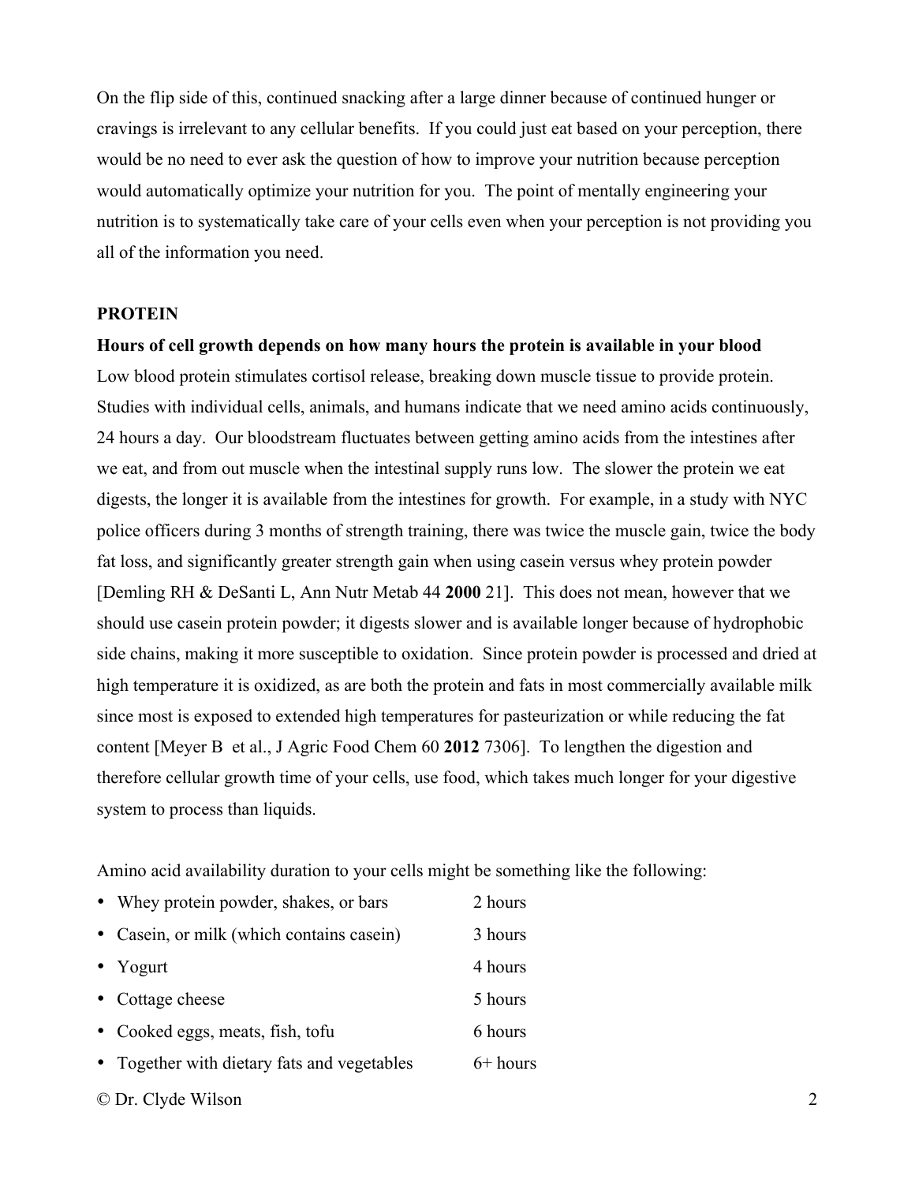On the flip side of this, continued snacking after a large dinner because of continued hunger or cravings is irrelevant to any cellular benefits. If you could just eat based on your perception, there would be no need to ever ask the question of how to improve your nutrition because perception would automatically optimize your nutrition for you. The point of mentally engineering your nutrition is to systematically take care of your cells even when your perception is not providing you all of the information you need.

## PROTEIN

### Hours of cell growth depends on how many hours the protein is available in your blood

Low blood protein stimulates cortisol release, breaking down muscle tissue to provide protein. Studies with individual cells, animals, and humans indicate that we need amino acids continuously, 24 hours a day. Our bloodstream fluctuates between getting amino acids from the intestines after we eat, and from out muscle when the intestinal supply runs low. The slower the protein we eat digests, the longer it is available from the intestines for growth. For example, in a study with NYC police officers during 3 months of strength training, there was twice the muscle gain, twice the body fat loss, and significantly greater strength gain when using casein versus whey protein powder [Demling RH & DeSanti L, Ann Nutr Metab 44 **2000** 21]. This does not mean, however that we should use casein protein powder; it digests slower and is available longer because of hydrophobic side chains, making it more susceptible to oxidation. Since protein powder is processed and dried at high temperature it is oxidized, as are both the protein and fats in most commercially available milk since most is exposed to extended high temperatures for pasteurization or while reducing the fat content [Meyer B et al., J Agric Food Chem 60 **2012** 7306]. To lengthen the digestion and therefore cellular growth time of your cells, use food, which takes much longer for your digestive system to process than liquids.

Amino acid availability duration to your cells might be something like the following:

- Whey protein powder, shakes, or bars — 2 hours
- Casein, or milk (which contains casein) — 3 hours
- Yogurt — 4 hours
- Cottage cheese — 5 hours
- Cooked eggs, meats, fish, tofu — 6 hours
- Together with dietary fats and vegetables — 6+ hours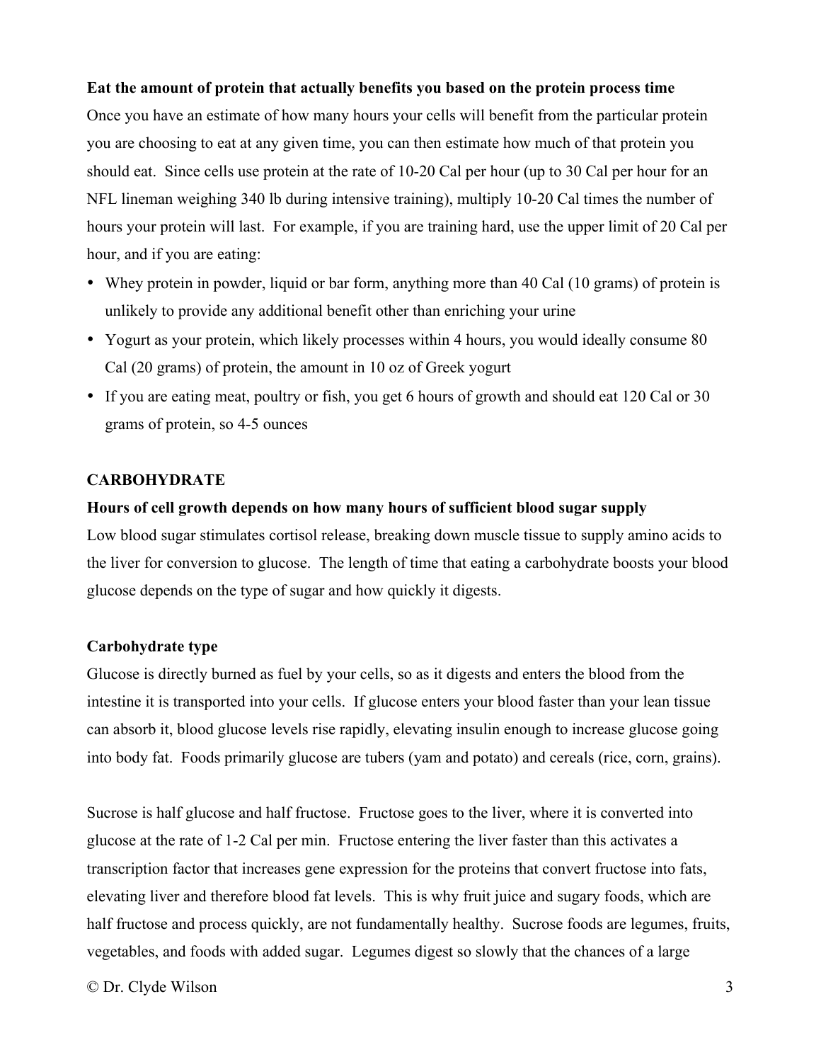**Eat the amount of protein that actually benefits you based on the protein process time**

Once you have an estimate of how many hours your cells will benefit from the particular protein you are choosing to eat at any given time, you can then estimate how much of that protein you should eat. Since cells use protein at the rate of 10-20 Cal per hour (up to 30 Cal per hour for an NFL lineman weighing 340 lb during intensive training), multiply 10-20 Cal times the number of hours your protein will last. For example, if you are training hard, use the upper limit of 20 Cal per hour, and if you are eating:

- Whey protein in powder, liquid or bar form, anything more than 40 Cal (10 grams) of protein is unlikely to provide any additional benefit other than enriching your urine
- Yogurt as your protein, which likely processes within 4 hours, you would ideally consume 80 Cal (20 grams) of protein, the amount in 10 oz of Greek yogurt
- If you are eating meat, poultry or fish, you get 6 hours of growth and should eat 120 Cal or 30 grams of protein, so 4-5 ounces

## CARBOHYDRATE

**Hours of cell growth depends on how many hours of sufficient blood sugar supply**

Low blood sugar stimulates cortisol release, breaking down muscle tissue to supply amino acids to the liver for conversion to glucose. The length of time that eating a carbohydrate boosts your blood glucose depends on the type of sugar and how quickly it digests.

**Carbohydrate type**

Glucose is directly burned as fuel by your cells, so as it digests and enters the blood from the intestine it is transported into your cells. If glucose enters your blood faster than your lean tissue can absorb it, blood glucose levels rise rapidly, elevating insulin enough to increase glucose going into body fat. Foods primarily glucose are tubers (yam and potato) and cereals (rice, corn, grains).

Sucrose is half glucose and half fructose. Fructose goes to the liver, where it is converted into glucose at the rate of 1-2 Cal per min. Fructose entering the liver faster than this activates a transcription factor that increases gene expression for the proteins that convert fructose into fats, elevating liver and therefore blood fat levels. This is why fruit juice and sugary foods, which are half fructose and process quickly, are not fundamentally healthy. Sucrose foods are legumes, fruits, vegetables, and foods with added sugar. Legumes digest so slowly that the chances of a large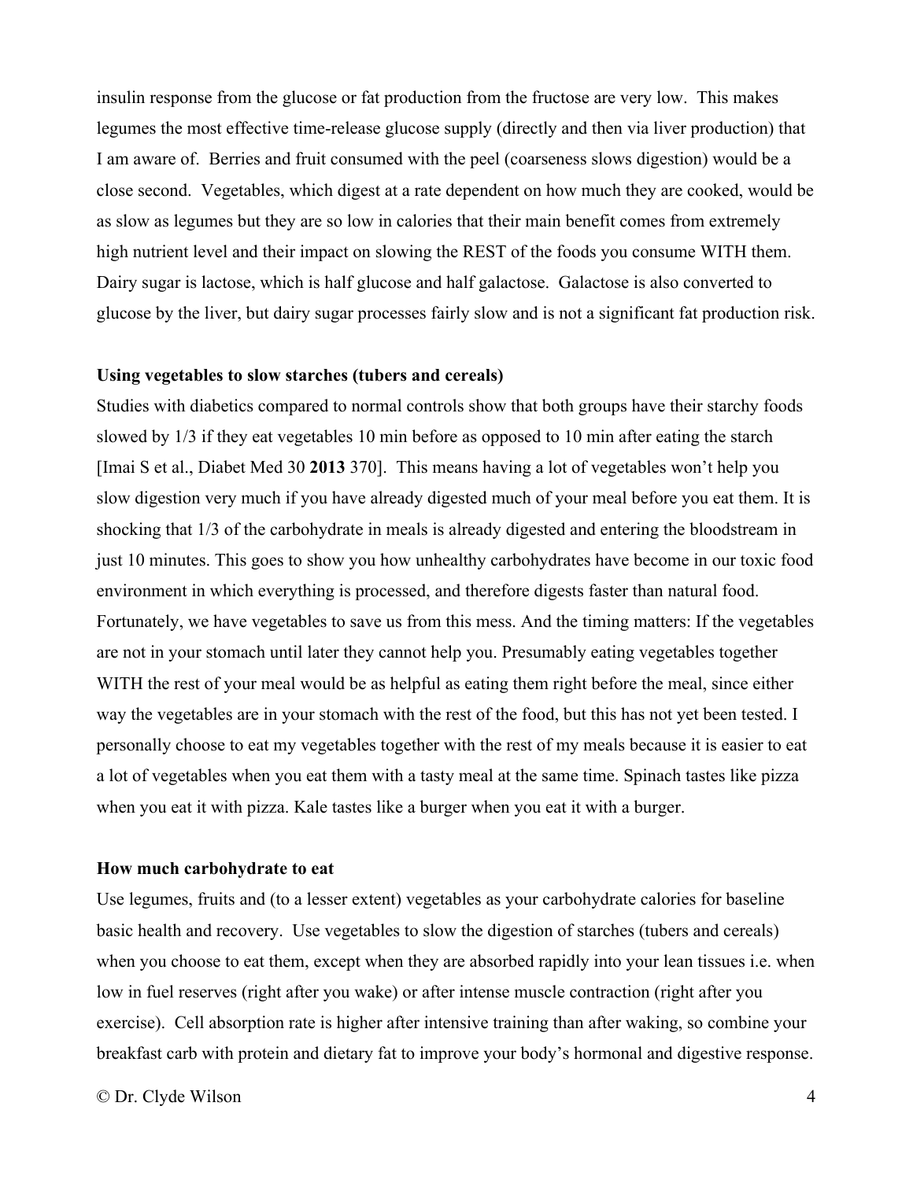insulin response from the glucose or fat production from the fructose are very low. This makes legumes the most effective time-release glucose supply (directly and then via liver production) that I am aware of. Berries and fruit consumed with the peel (coarseness slows digestion) would be a close second. Vegetables, which digest at a rate dependent on how much they are cooked, would be as slow as legumes but they are so low in calories that their main benefit comes from extremely high nutrient level and their impact on slowing the REST of the foods you consume WITH them. Dairy sugar is lactose, which is half glucose and half galactose. Galactose is also converted to glucose by the liver, but dairy sugar processes fairly slow and is not a significant fat production risk.

**Using vegetables to slow starches (tubers and cereals)**

Studies with diabetics compared to normal controls show that both groups have their starchy foods slowed by 1/3 if they eat vegetables 10 min before as opposed to 10 min after eating the starch [Imai S et al., Diabet Med 30 **2013** 370]. This means having a lot of vegetables won't help you slow digestion very much if you have already digested much of your meal before you eat them. It is shocking that 1/3 of the carbohydrate in meals is already digested and entering the bloodstream in just 10 minutes. This goes to show you how unhealthy carbohydrates have become in our toxic food environment in which everything is processed, and therefore digests faster than natural food. Fortunately, we have vegetables to save us from this mess. And the timing matters: If the vegetables are not in your stomach until later they cannot help you. Presumably eating vegetables together WITH the rest of your meal would be as helpful as eating them right before the meal, since either way the vegetables are in your stomach with the rest of the food, but this has not yet been tested. I personally choose to eat my vegetables together with the rest of my meals because it is easier to eat a lot of vegetables when you eat them with a tasty meal at the same time. Spinach tastes like pizza when you eat it with pizza. Kale tastes like a burger when you eat it with a burger.

**How much carbohydrate to eat**

Use legumes, fruits and (to a lesser extent) vegetables as your carbohydrate calories for baseline basic health and recovery. Use vegetables to slow the digestion of starches (tubers and cereals) when you choose to eat them, except when they are absorbed rapidly into your lean tissues i.e. when low in fuel reserves (right after you wake) or after intense muscle contraction (right after you exercise). Cell absorption rate is higher after intensive training than after waking, so combine your breakfast carb with protein and dietary fat to improve your body's hormonal and digestive response.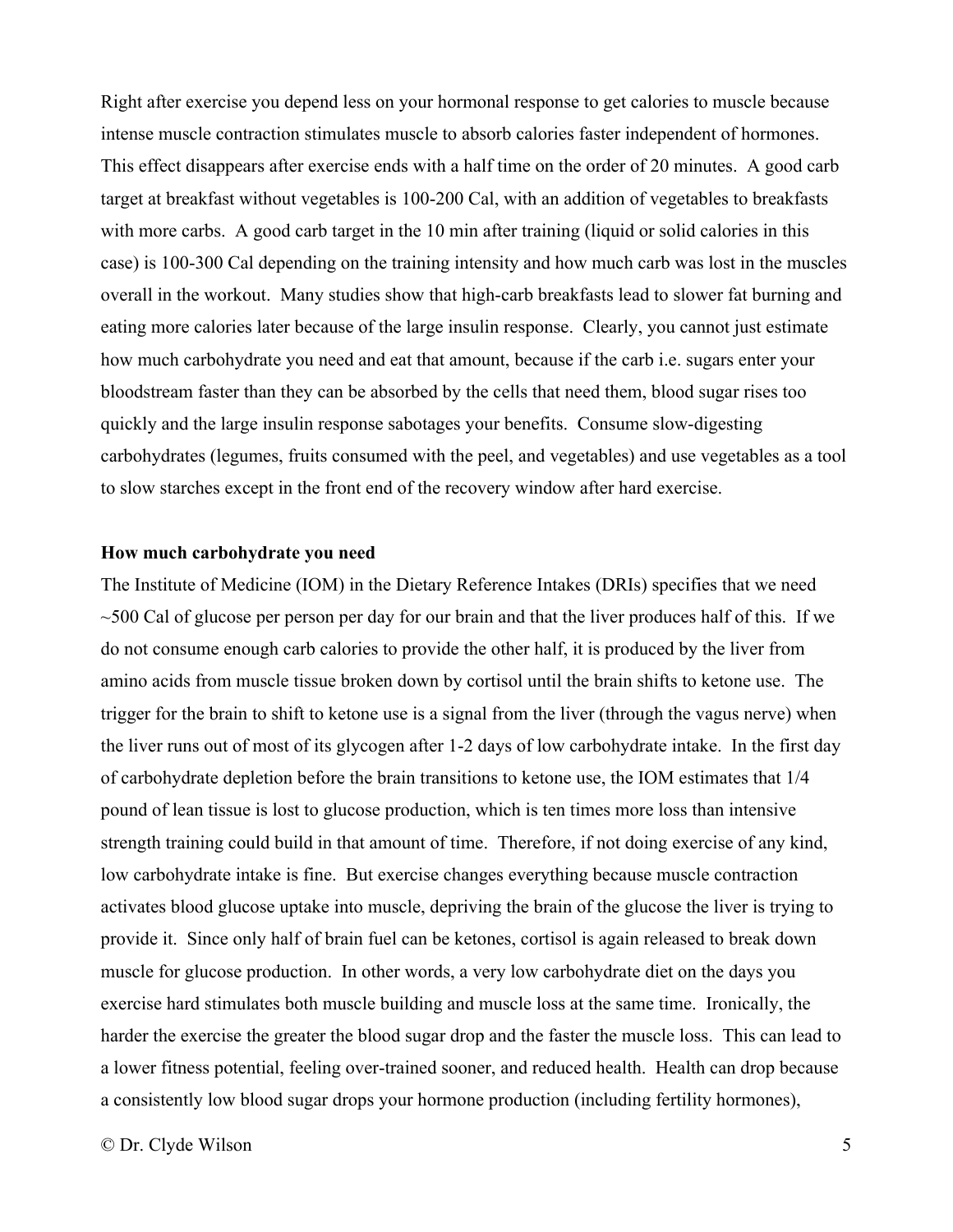Right after exercise you depend less on your hormonal response to get calories to muscle because intense muscle contraction stimulates muscle to absorb calories faster independent of hormones. This effect disappears after exercise ends with a half time on the order of 20 minutes. A good carb target at breakfast without vegetables is 100-200 Cal, with an addition of vegetables to breakfasts with more carbs. A good carb target in the 10 min after training (liquid or solid calories in this case) is 100-300 Cal depending on the training intensity and how much carb was lost in the muscles overall in the workout. Many studies show that high-carb breakfasts lead to slower fat burning and eating more calories later because of the large insulin response. Clearly, you cannot just estimate how much carbohydrate you need and eat that amount, because if the carb i.e. sugars enter your bloodstream faster than they can be absorbed by the cells that need them, blood sugar rises too quickly and the large insulin response sabotages your benefits. Consume slow-digesting carbohydrates (legumes, fruits consumed with the peel, and vegetables) and use vegetables as a tool to slow starches except in the front end of the recovery window after hard exercise.

**How much carbohydrate you need**

The Institute of Medicine (IOM) in the Dietary Reference Intakes (DRIs) specifies that we need ~500 Cal of glucose per person per day for our brain and that the liver produces half of this. If we do not consume enough carb calories to provide the other half, it is produced by the liver from amino acids from muscle tissue broken down by cortisol until the brain shifts to ketone use. The trigger for the brain to shift to ketone use is a signal from the liver (through the vagus nerve) when the liver runs out of most of its glycogen after 1-2 days of low carbohydrate intake. In the first day of carbohydrate depletion before the brain transitions to ketone use, the IOM estimates that 1/4 pound of lean tissue is lost to glucose production, which is ten times more loss than intensive strength training could build in that amount of time. Therefore, if not doing exercise of any kind, low carbohydrate intake is fine. But exercise changes everything because muscle contraction activates blood glucose uptake into muscle, depriving the brain of the glucose the liver is trying to provide it. Since only half of brain fuel can be ketones, cortisol is again released to break down muscle for glucose production. In other words, a very low carbohydrate diet on the days you exercise hard stimulates both muscle building and muscle loss at the same time. Ironically, the harder the exercise the greater the blood sugar drop and the faster the muscle loss. This can lead to a lower fitness potential, feeling over-trained sooner, and reduced health. Health can drop because a consistently low blood sugar drops your hormone production (including fertility hormones),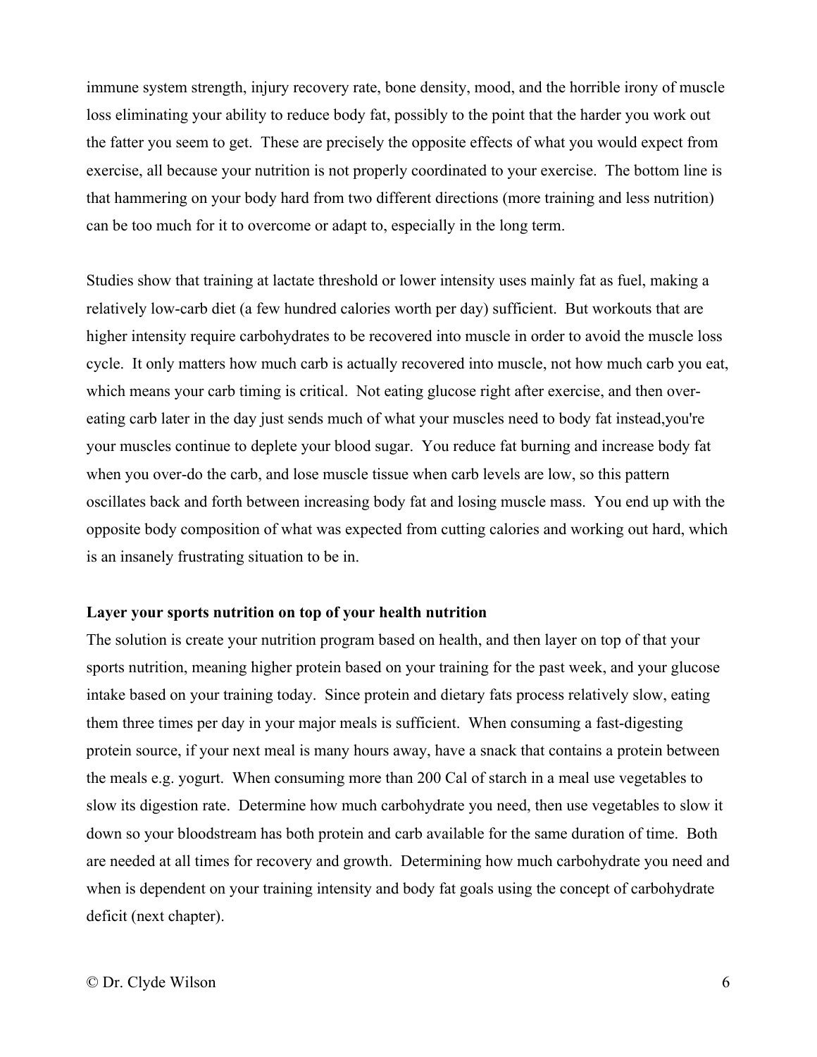immune system strength, injury recovery rate, bone density, mood, and the horrible irony of muscle loss eliminating your ability to reduce body fat, possibly to the point that the harder you work out the fatter you seem to get. These are precisely the opposite effects of what you would expect from exercise, all because your nutrition is not properly coordinated to your exercise. The bottom line is that hammering on your body hard from two different directions (more training and less nutrition) can be too much for it to overcome or adapt to, especially in the long term.

Studies show that training at lactate threshold or lower intensity uses mainly fat as fuel, making a relatively low-carb diet (a few hundred calories worth per day) sufficient. But workouts that are higher intensity require carbohydrates to be recovered into muscle in order to avoid the muscle loss cycle. It only matters how much carb is actually recovered into muscle, not how much carb you eat, which means your carb timing is critical. Not eating glucose right after exercise, and then over-eating carb later in the day just sends much of what your muscles need to body fat instead,you're your muscles continue to deplete your blood sugar. You reduce fat burning and increase body fat when you over-do the carb, and lose muscle tissue when carb levels are low, so this pattern oscillates back and forth between increasing body fat and losing muscle mass. You end up with the opposite body composition of what was expected from cutting calories and working out hard, which is an insanely frustrating situation to be in.

**Layer your sports nutrition on top of your health nutrition**

The solution is create your nutrition program based on health, and then layer on top of that your sports nutrition, meaning higher protein based on your training for the past week, and your glucose intake based on your training today. Since protein and dietary fats process relatively slow, eating them three times per day in your major meals is sufficient. When consuming a fast-digesting protein source, if your next meal is many hours away, have a snack that contains a protein between the meals e.g. yogurt. When consuming more than 200 Cal of starch in a meal use vegetables to slow its digestion rate. Determine how much carbohydrate you need, then use vegetables to slow it down so your bloodstream has both protein and carb available for the same duration of time. Both are needed at all times for recovery and growth. Determining how much carbohydrate you need and when is dependent on your training intensity and body fat goals using the concept of carbohydrate deficit (next chapter).

© Dr. Clyde Wilson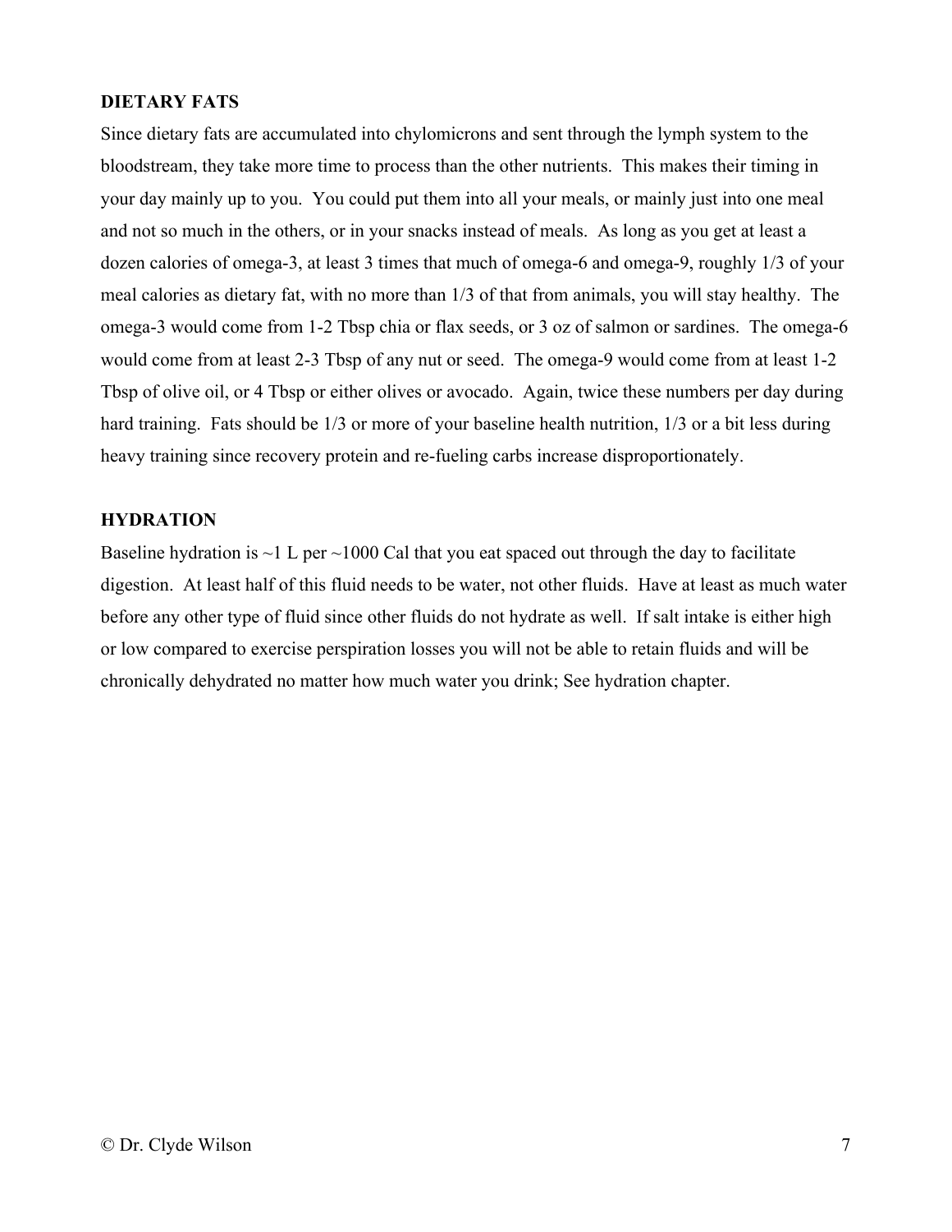**DIETARY FATS**

Since dietary fats are accumulated into chylomicrons and sent through the lymph system to the bloodstream, they take more time to process than the other nutrients. This makes their timing in your day mainly up to you. You could put them into all your meals, or mainly just into one meal and not so much in the others, or in your snacks instead of meals. As long as you get at least a dozen calories of omega-3, at least 3 times that much of omega-6 and omega-9, roughly 1/3 of your meal calories as dietary fat, with no more than 1/3 of that from animals, you will stay healthy. The omega-3 would come from 1-2 Tbsp chia or flax seeds, or 3 oz of salmon or sardines. The omega-6 would come from at least 2-3 Tbsp of any nut or seed. The omega-9 would come from at least 1-2 Tbsp of olive oil, or 4 Tbsp or either olives or avocado. Again, twice these numbers per day during hard training. Fats should be 1/3 or more of your baseline health nutrition, 1/3 or a bit less during heavy training since recovery protein and re-fueling carbs increase disproportionately.

**HYDRATION**

Baseline hydration is ~1 L per ~1000 Cal that you eat spaced out through the day to facilitate digestion. At least half of this fluid needs to be water, not other fluids. Have at least as much water before any other type of fluid since other fluids do not hydrate as well. If salt intake is either high or low compared to exercise perspiration losses you will not be able to retain fluids and will be chronically dehydrated no matter how much water you drink; See hydration chapter.